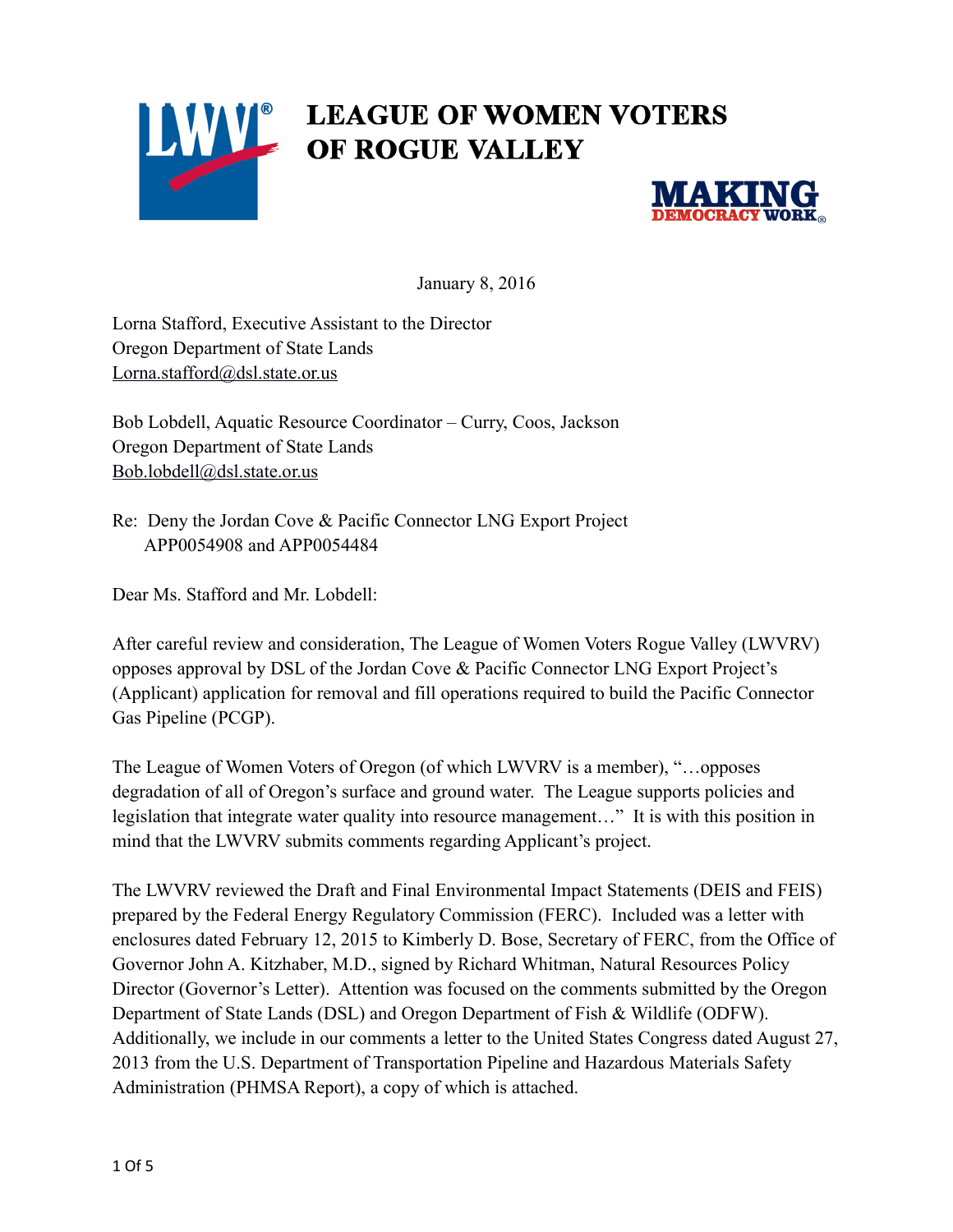# LEAGUE OF WOMEN VOTERS OF ROGUE VALLEY

MAKING DEMOCRACY WORK

January 8, 2016

Lorna Stafford, Executive Assistant to the Director
Oregon Department of State Lands
Lorna.stafford@dsl.state.or.us

Bob Lobdell, Aquatic Resource Coordinator – Curry, Coos, Jackson
Oregon Department of State Lands
Bob.lobdell@dsl.state.or.us

Re: Deny the Jordan Cove & Pacific Connector LNG Export Project
APP0054908 and APP0054484

Dear Ms. Stafford and Mr. Lobdell:

After careful review and consideration, The League of Women Voters Rogue Valley (LWVRV) opposes approval by DSL of the Jordan Cove & Pacific Connector LNG Export Project's (Applicant) application for removal and fill operations required to build the Pacific Connector Gas Pipeline (PCGP).

The League of Women Voters of Oregon (of which LWVRV is a member), "…opposes degradation of all of Oregon's surface and ground water. The League supports policies and legislation that integrate water quality into resource management…" It is with this position in mind that the LWVRV submits comments regarding Applicant's project.

The LWVRV reviewed the Draft and Final Environmental Impact Statements (DEIS and FEIS) prepared by the Federal Energy Regulatory Commission (FERC). Included was a letter with enclosures dated February 12, 2015 to Kimberly D. Bose, Secretary of FERC, from the Office of Governor John A. Kitzhaber, M.D., signed by Richard Whitman, Natural Resources Policy Director (Governor's Letter). Attention was focused on the comments submitted by the Oregon Department of State Lands (DSL) and Oregon Department of Fish & Wildlife (ODFW). Additionally, we include in our comments a letter to the United States Congress dated August 27, 2013 from the U.S. Department of Transportation Pipeline and Hazardous Materials Safety Administration (PHMSA Report), a copy of which is attached.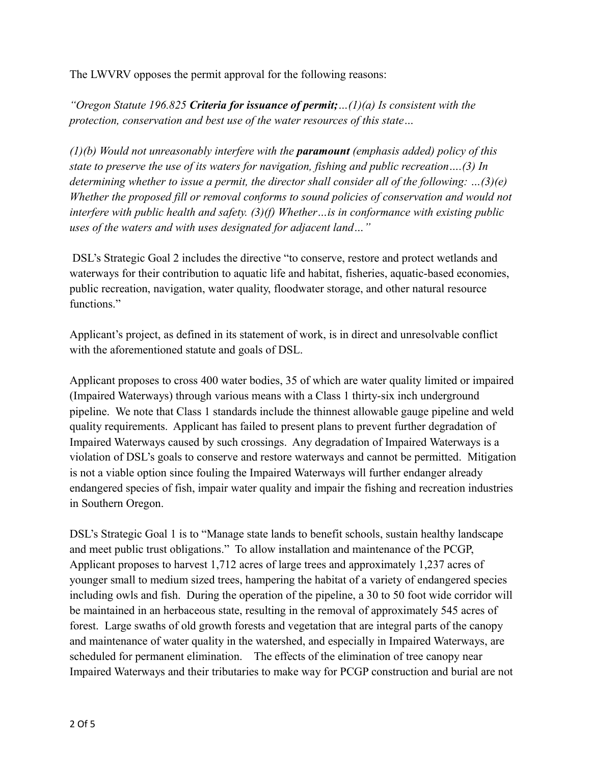The LWVRV opposes the permit approval for the following reasons:

*"Oregon Statute 196.825 **Criteria for issuance of permit;**…(1)(a) Is consistent with the protection, conservation and best use of the water resources of this state…*

*(1)(b) Would not unreasonably interfere with the **paramount** (emphasis added) policy of this state to preserve the use of its waters for navigation, fishing and public recreation….(3) In determining whether to issue a permit, the director shall consider all of the following: …(3)(e) Whether the proposed fill or removal conforms to sound policies of conservation and would not interfere with public health and safety. (3)(f) Whether…is in conformance with existing public uses of the waters and with uses designated for adjacent land…"*

DSL's Strategic Goal 2 includes the directive "to conserve, restore and protect wetlands and waterways for their contribution to aquatic life and habitat, fisheries, aquatic-based economies, public recreation, navigation, water quality, floodwater storage, and other natural resource functions."

Applicant's project, as defined in its statement of work, is in direct and unresolvable conflict with the aforementioned statute and goals of DSL.

Applicant proposes to cross 400 water bodies, 35 of which are water quality limited or impaired (Impaired Waterways) through various means with a Class 1 thirty-six inch underground pipeline. We note that Class 1 standards include the thinnest allowable gauge pipeline and weld quality requirements. Applicant has failed to present plans to prevent further degradation of Impaired Waterways caused by such crossings. Any degradation of Impaired Waterways is a violation of DSL's goals to conserve and restore waterways and cannot be permitted. Mitigation is not a viable option since fouling the Impaired Waterways will further endanger already endangered species of fish, impair water quality and impair the fishing and recreation industries in Southern Oregon.

DSL's Strategic Goal 1 is to "Manage state lands to benefit schools, sustain healthy landscape and meet public trust obligations." To allow installation and maintenance of the PCGP, Applicant proposes to harvest 1,712 acres of large trees and approximately 1,237 acres of younger small to medium sized trees, hampering the habitat of a variety of endangered species including owls and fish. During the operation of the pipeline, a 30 to 50 foot wide corridor will be maintained in an herbaceous state, resulting in the removal of approximately 545 acres of forest. Large swaths of old growth forests and vegetation that are integral parts of the canopy and maintenance of water quality in the watershed, and especially in Impaired Waterways, are scheduled for permanent elimination. The effects of the elimination of tree canopy near Impaired Waterways and their tributaries to make way for PCGP construction and burial are not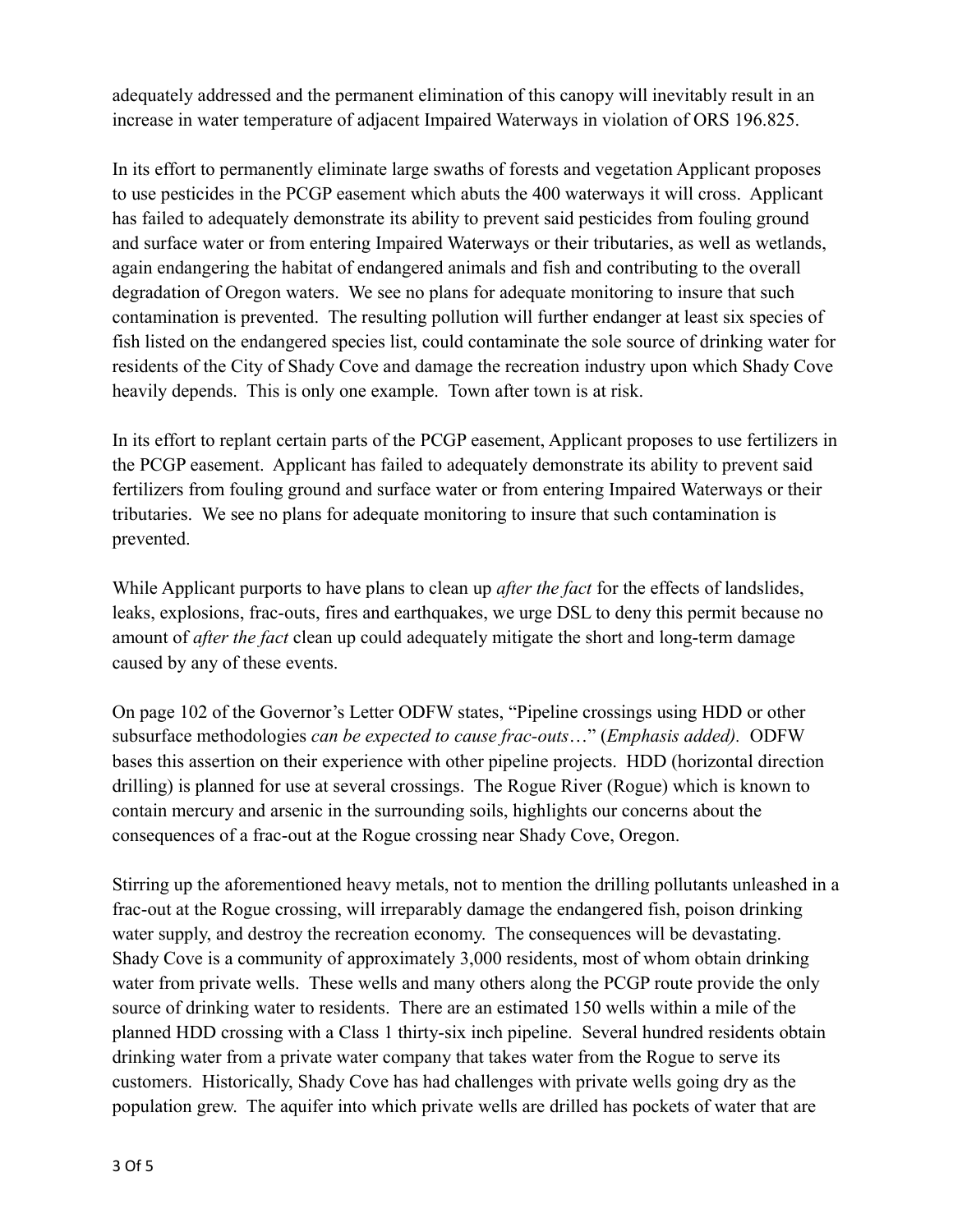adequately addressed and the permanent elimination of this canopy will inevitably result in an increase in water temperature of adjacent Impaired Waterways in violation of ORS 196.825.

In its effort to permanently eliminate large swaths of forests and vegetation Applicant proposes to use pesticides in the PCGP easement which abuts the 400 waterways it will cross. Applicant has failed to adequately demonstrate its ability to prevent said pesticides from fouling ground and surface water or from entering Impaired Waterways or their tributaries, as well as wetlands, again endangering the habitat of endangered animals and fish and contributing to the overall degradation of Oregon waters. We see no plans for adequate monitoring to insure that such contamination is prevented. The resulting pollution will further endanger at least six species of fish listed on the endangered species list, could contaminate the sole source of drinking water for residents of the City of Shady Cove and damage the recreation industry upon which Shady Cove heavily depends. This is only one example. Town after town is at risk.

In its effort to replant certain parts of the PCGP easement, Applicant proposes to use fertilizers in the PCGP easement. Applicant has failed to adequately demonstrate its ability to prevent said fertilizers from fouling ground and surface water or from entering Impaired Waterways or their tributaries. We see no plans for adequate monitoring to insure that such contamination is prevented.

While Applicant purports to have plans to clean up *after the fact* for the effects of landslides, leaks, explosions, frac-outs, fires and earthquakes, we urge DSL to deny this permit because no amount of *after the fact* clean up could adequately mitigate the short and long-term damage caused by any of these events.

On page 102 of the Governor's Letter ODFW states, "Pipeline crossings using HDD or other subsurface methodologies *can be expected to cause frac-outs*…" (*Emphasis added).* ODFW bases this assertion on their experience with other pipeline projects. HDD (horizontal direction drilling) is planned for use at several crossings. The Rogue River (Rogue) which is known to contain mercury and arsenic in the surrounding soils, highlights our concerns about the consequences of a frac-out at the Rogue crossing near Shady Cove, Oregon.

Stirring up the aforementioned heavy metals, not to mention the drilling pollutants unleashed in a frac-out at the Rogue crossing, will irreparably damage the endangered fish, poison drinking water supply, and destroy the recreation economy. The consequences will be devastating. Shady Cove is a community of approximately 3,000 residents, most of whom obtain drinking water from private wells. These wells and many others along the PCGP route provide the only source of drinking water to residents. There are an estimated 150 wells within a mile of the planned HDD crossing with a Class 1 thirty-six inch pipeline. Several hundred residents obtain drinking water from a private water company that takes water from the Rogue to serve its customers. Historically, Shady Cove has had challenges with private wells going dry as the population grew. The aquifer into which private wells are drilled has pockets of water that are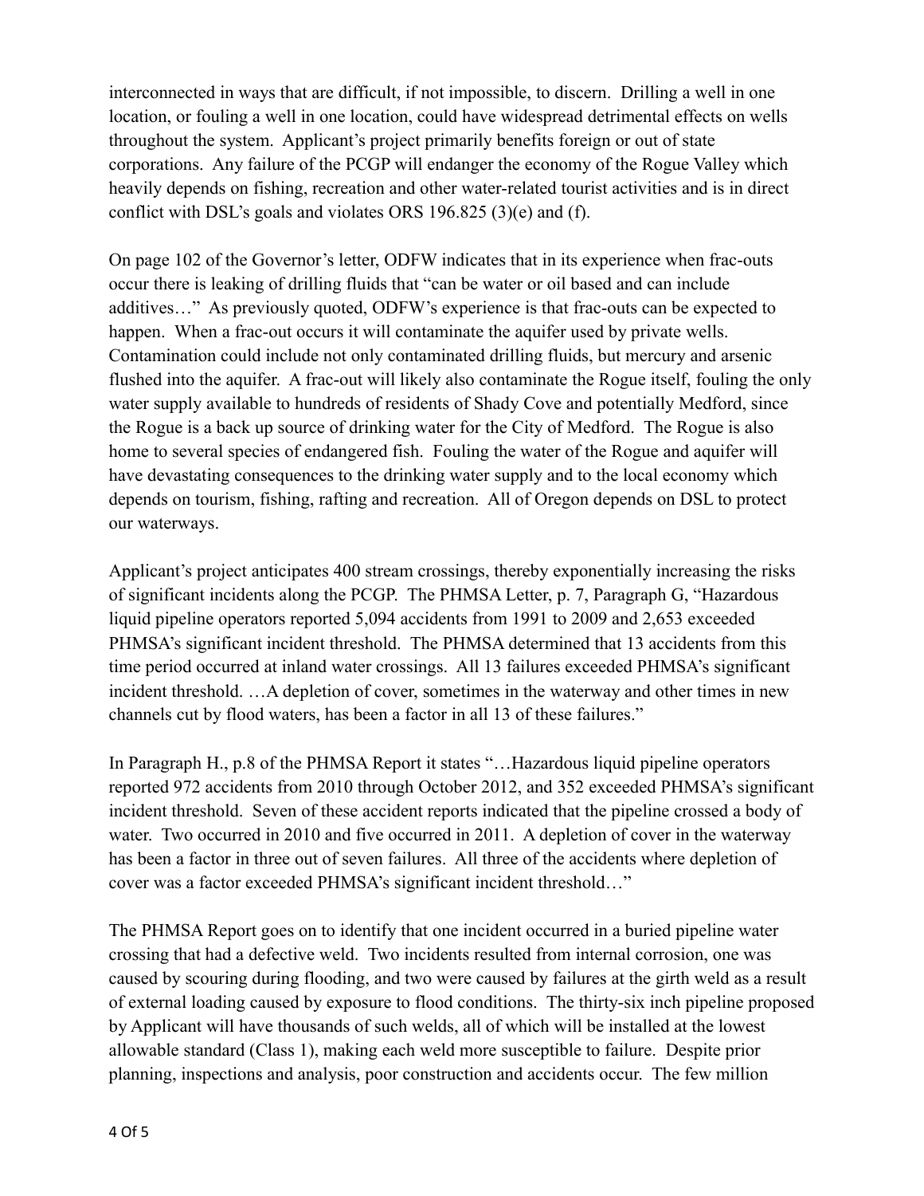interconnected in ways that are difficult, if not impossible, to discern. Drilling a well in one location, or fouling a well in one location, could have widespread detrimental effects on wells throughout the system. Applicant's project primarily benefits foreign or out of state corporations. Any failure of the PCGP will endanger the economy of the Rogue Valley which heavily depends on fishing, recreation and other water-related tourist activities and is in direct conflict with DSL's goals and violates ORS 196.825 (3)(e) and (f).

On page 102 of the Governor's letter, ODFW indicates that in its experience when frac-outs occur there is leaking of drilling fluids that "can be water or oil based and can include additives…" As previously quoted, ODFW's experience is that frac-outs can be expected to happen. When a frac-out occurs it will contaminate the aquifer used by private wells. Contamination could include not only contaminated drilling fluids, but mercury and arsenic flushed into the aquifer. A frac-out will likely also contaminate the Rogue itself, fouling the only water supply available to hundreds of residents of Shady Cove and potentially Medford, since the Rogue is a back up source of drinking water for the City of Medford. The Rogue is also home to several species of endangered fish. Fouling the water of the Rogue and aquifer will have devastating consequences to the drinking water supply and to the local economy which depends on tourism, fishing, rafting and recreation. All of Oregon depends on DSL to protect our waterways.

Applicant's project anticipates 400 stream crossings, thereby exponentially increasing the risks of significant incidents along the PCGP. The PHMSA Letter, p. 7, Paragraph G, "Hazardous liquid pipeline operators reported 5,094 accidents from 1991 to 2009 and 2,653 exceeded PHMSA's significant incident threshold. The PHMSA determined that 13 accidents from this time period occurred at inland water crossings. All 13 failures exceeded PHMSA's significant incident threshold. …A depletion of cover, sometimes in the waterway and other times in new channels cut by flood waters, has been a factor in all 13 of these failures."

In Paragraph H., p.8 of the PHMSA Report it states "…Hazardous liquid pipeline operators reported 972 accidents from 2010 through October 2012, and 352 exceeded PHMSA's significant incident threshold. Seven of these accident reports indicated that the pipeline crossed a body of water. Two occurred in 2010 and five occurred in 2011. A depletion of cover in the waterway has been a factor in three out of seven failures. All three of the accidents where depletion of cover was a factor exceeded PHMSA's significant incident threshold…"

The PHMSA Report goes on to identify that one incident occurred in a buried pipeline water crossing that had a defective weld. Two incidents resulted from internal corrosion, one was caused by scouring during flooding, and two were caused by failures at the girth weld as a result of external loading caused by exposure to flood conditions. The thirty-six inch pipeline proposed by Applicant will have thousands of such welds, all of which will be installed at the lowest allowable standard (Class 1), making each weld more susceptible to failure. Despite prior planning, inspections and analysis, poor construction and accidents occur. The few million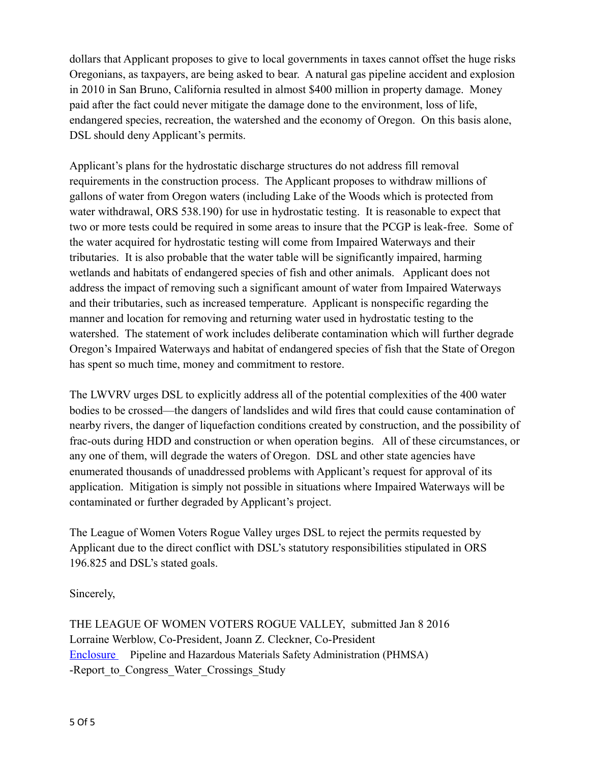dollars that Applicant proposes to give to local governments in taxes cannot offset the huge risks Oregonians, as taxpayers, are being asked to bear. A natural gas pipeline accident and explosion in 2010 in San Bruno, California resulted in almost $400 million in property damage. Money paid after the fact could never mitigate the damage done to the environment, loss of life, endangered species, recreation, the watershed and the economy of Oregon. On this basis alone, DSL should deny Applicant's permits.

Applicant's plans for the hydrostatic discharge structures do not address fill removal requirements in the construction process. The Applicant proposes to withdraw millions of gallons of water from Oregon waters (including Lake of the Woods which is protected from water withdrawal, ORS 538.190) for use in hydrostatic testing. It is reasonable to expect that two or more tests could be required in some areas to insure that the PCGP is leak-free. Some of the water acquired for hydrostatic testing will come from Impaired Waterways and their tributaries. It is also probable that the water table will be significantly impaired, harming wetlands and habitats of endangered species of fish and other animals. Applicant does not address the impact of removing such a significant amount of water from Impaired Waterways and their tributaries, such as increased temperature. Applicant is nonspecific regarding the manner and location for removing and returning water used in hydrostatic testing to the watershed. The statement of work includes deliberate contamination which will further degrade Oregon's Impaired Waterways and habitat of endangered species of fish that the State of Oregon has spent so much time, money and commitment to restore.

The LWVRV urges DSL to explicitly address all of the potential complexities of the 400 water bodies to be crossed—the dangers of landslides and wild fires that could cause contamination of nearby rivers, the danger of liquefaction conditions created by construction, and the possibility of frac-outs during HDD and construction or when operation begins. All of these circumstances, or any one of them, will degrade the waters of Oregon. DSL and other state agencies have enumerated thousands of unaddressed problems with Applicant's request for approval of its application. Mitigation is simply not possible in situations where Impaired Waterways will be contaminated or further degraded by Applicant's project.

The League of Women Voters Rogue Valley urges DSL to reject the permits requested by Applicant due to the direct conflict with DSL's statutory responsibilities stipulated in ORS 196.825 and DSL's stated goals.

Sincerely,

THE LEAGUE OF WOMEN VOTERS ROGUE VALLEY, submitted Jan 8 2016
Lorraine Werblow, Co-President, Joann Z. Cleckner, Co-President
Enclosure Pipeline and Hazardous Materials Safety Administration (PHMSA) -Report_to_Congress_Water_Crossings_Study